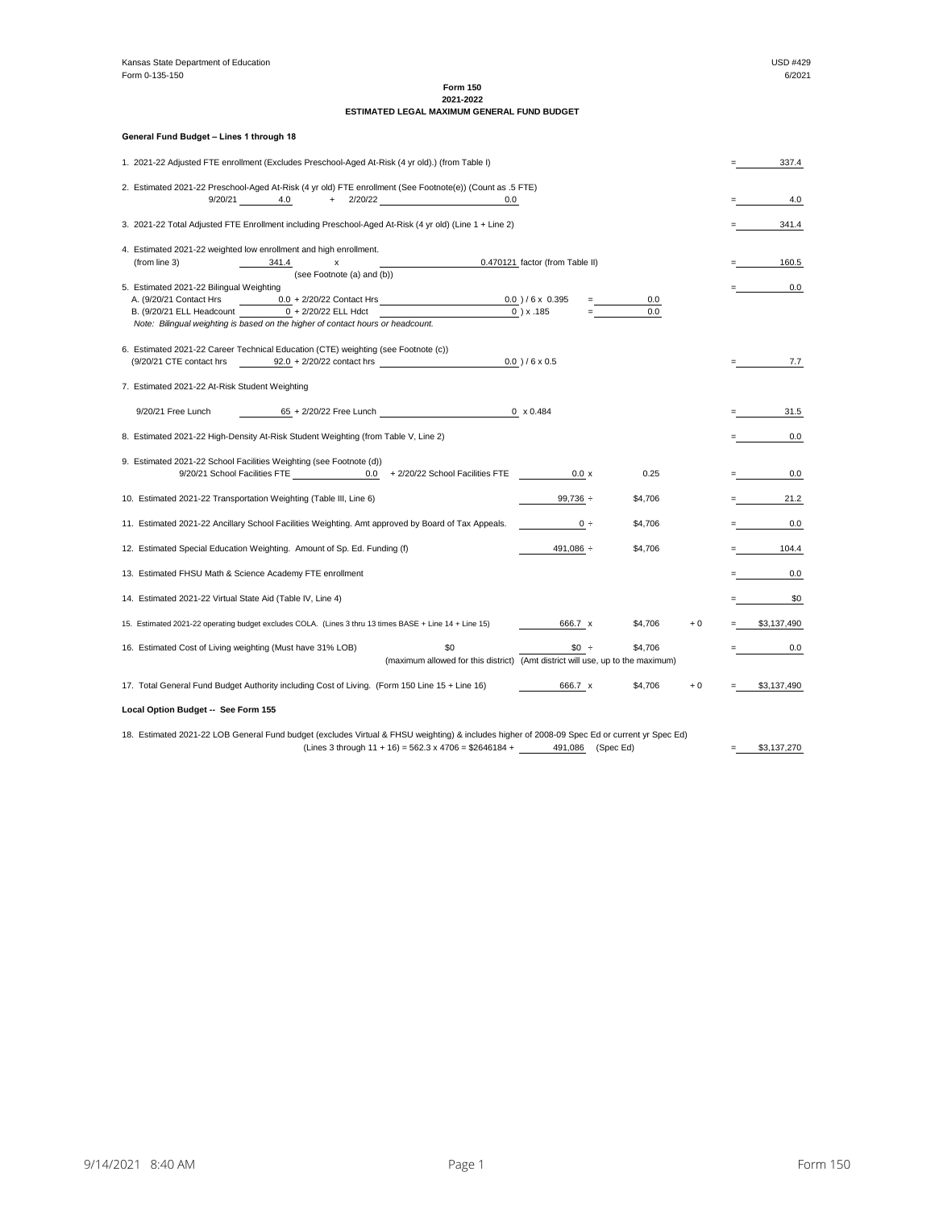Kansas State Department of Education
Form 0-135-150

USD #429
6/2021

**Form 150**
**2021-2022**
**ESTIMATED LEGAL MAXIMUM GENERAL FUND BUDGET**

**General Fund Budget – Lines 1 through 18**

1. 2021-22 Adjusted FTE enrollment (Excludes Preschool-Aged At-Risk (4 yr old).) (from Table I) = 337.4

2. Estimated 2021-22 Preschool-Aged At-Risk (4 yr old) FTE enrollment (See Footnote(e)) (Count as .5 FTE)
9/20/21 4.0 + 2/20/22 0.0 = 4.0

3. 2021-22 Total Adjusted FTE Enrollment including Preschool-Aged At-Risk (4 yr old) (Line 1 + Line 2) = 341.4

4. Estimated 2021-22 weighted low enrollment and high enrollment.
(from line 3) 341.4 x 0.470121 factor (from Table II) = 160.5
(see Footnote (a) and (b))

5. Estimated 2021-22 Bilingual Weighting = 0.0
A. (9/20/21 Contact Hrs 0.0 + 2/20/22 Contact Hrs 0.0 ) / 6 x 0.395 = 0.0
B. (9/20/21 ELL Headcount 0 + 2/20/22 ELL Hdct 0 ) x .185 = 0.0
*Note: Bilingual weighting is based on the higher of contact hours or headcount.*

6. Estimated 2021-22 Career Technical Education (CTE) weighting (see Footnote (c))
(9/20/21 CTE contact hrs 92.0 + 2/20/22 contact hrs 0.0 ) / 6 x 0.5 = 7.7

7. Estimated 2021-22 At-Risk Student Weighting

9/20/21 Free Lunch 65 + 2/20/22 Free Lunch 0 x 0.484 = 31.5

8. Estimated 2021-22 High-Density At-Risk Student Weighting (from Table V, Line 2) = 0.0

9. Estimated 2021-22 School Facilities Weighting (see Footnote (d))
9/20/21 School Facilities FTE 0.0 + 2/20/22 School Facilities FTE 0.0 x 0.25 = 0.0

10. Estimated 2021-22 Transportation Weighting (Table III, Line 6) 99,736 ÷ $4,706 = 21.2

11. Estimated 2021-22 Ancillary School Facilities Weighting. Amt approved by Board of Tax Appeals. 0 ÷ $4,706 = 0.0

12. Estimated Special Education Weighting. Amount of Sp. Ed. Funding (f) 491,086 ÷ $4,706 = 104.4

13. Estimated FHSU Math & Science Academy FTE enrollment = 0.0

14. Estimated 2021-22 Virtual State Aid (Table IV, Line 4) = $0

15. Estimated 2021-22 operating budget excludes COLA. (Lines 3 thru 13 times BASE + Line 14 + Line 15) 666.7 x $4,706 + 0 = $3,137,490

16. Estimated Cost of Living weighting (Must have 31% LOB) $0 $0 ÷ $4,706 = 0.0
(maximum allowed for this district) (Amt district will use, up to the maximum)

17. Total General Fund Budget Authority including Cost of Living. (Form 150 Line 15 + Line 16) 666.7 x $4,706 + 0 = $3,137,490

**Local Option Budget -- See Form 155**

18. Estimated 2021-22 LOB General Fund budget (excludes Virtual & FHSU weighting) & includes higher of 2008-09 Spec Ed or current yr Spec Ed)
(Lines 3 through 11 + 16) = 562.3 x 4706 = $2646184 + 491,086 (Spec Ed) = $3,137,270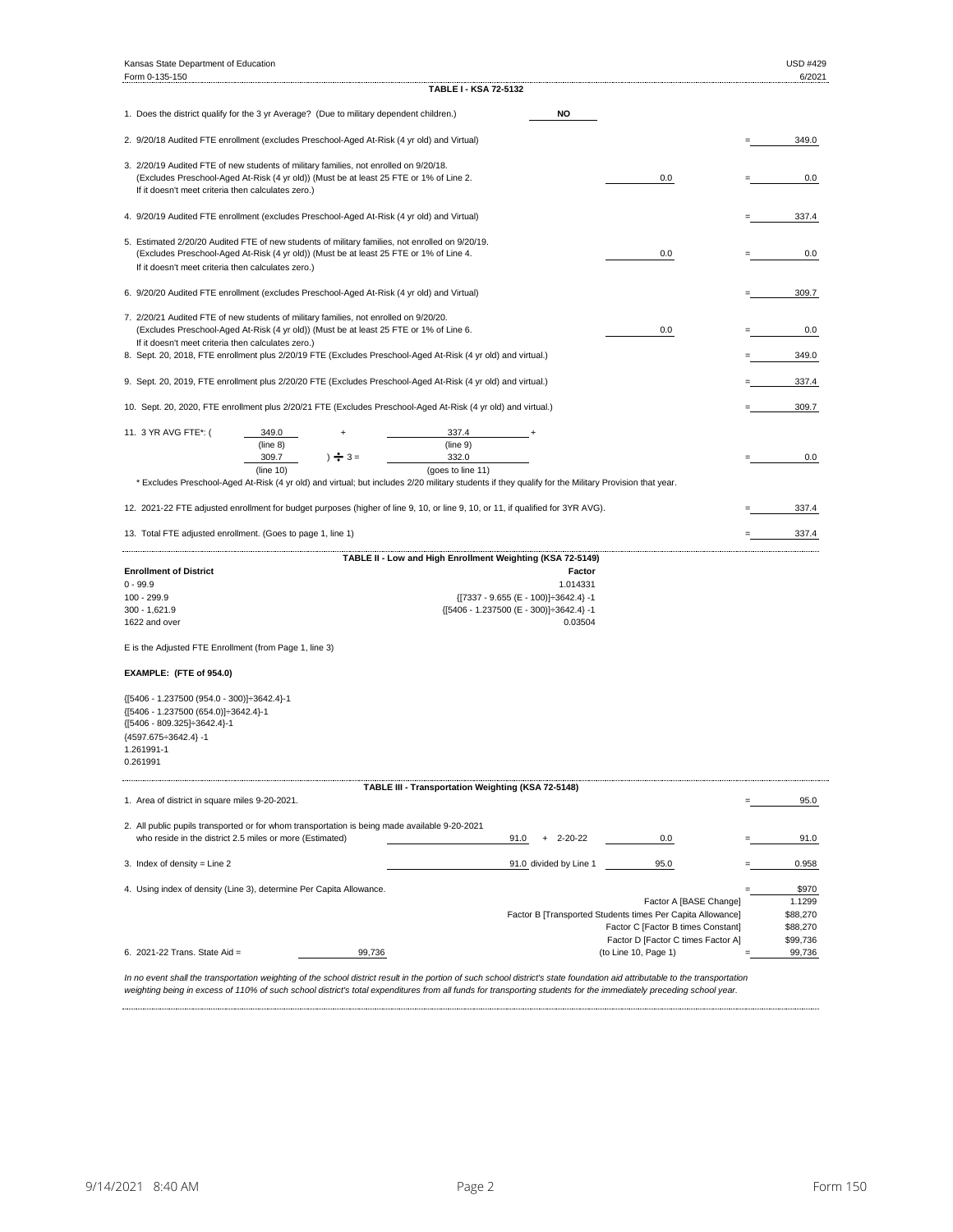Kansas State Department of Education — USD #429
Form 0-135-150 — 6/2021

## TABLE I - KSA 72-5132

1. Does the district qualify for the 3 yr Average? (Due to military dependent children.) **NO**

2. 9/20/18 Audited FTE enrollment (excludes Preschool-Aged At-Risk (4 yr old) and Virtual) = 349.0

3. 2/20/19 Audited FTE of new students of military families, not enrolled on 9/20/18. (Excludes Preschool-Aged At-Risk (4 yr old)) (Must be at least 25 FTE or 1% of Line 2. If it doesn't meet criteria then calculates zero.) 0.0 = 0.0

4. 9/20/19 Audited FTE enrollment (excludes Preschool-Aged At-Risk (4 yr old) and Virtual) = 337.4

5. Estimated 2/20/20 Audited FTE of new students of military families, not enrolled on 9/20/19. (Excludes Preschool-Aged At-Risk (4 yr old)) (Must be at least 25 FTE or 1% of Line 4. If it doesn't meet criteria then calculates zero.) 0.0 = 0.0

6. 9/20/20 Audited FTE enrollment (excludes Preschool-Aged At-Risk (4 yr old) and Virtual) = 309.7

7. 2/20/21 Audited FTE of new students of military families, not enrolled on 9/20/20. (Excludes Preschool-Aged At-Risk (4 yr old)) (Must be at least 25 FTE or 1% of Line 6. If it doesn't meet criteria then calculates zero.) 0.0 = 0.0

8. Sept. 20, 2018, FTE enrollment plus 2/20/19 FTE (Excludes Preschool-Aged At-Risk (4 yr old) and virtual.) = 349.0

9. Sept. 20, 2019, FTE enrollment plus 2/20/20 FTE (Excludes Preschool-Aged At-Risk (4 yr old) and virtual.) = 337.4

10. Sept. 20, 2020, FTE enrollment plus 2/20/21 FTE (Excludes Preschool-Aged At-Risk (4 yr old) and virtual.) = 309.7

11. 3 YR AVG FTE*: ( 349.0 (line 8) + 337.4 (line 9) + 309.7 (line 10) ) ÷ 3 = 332.0 (goes to line 11) = 0.0

\* Excludes Preschool-Aged At-Risk (4 yr old) and virtual; but includes 2/20 military students if they qualify for the Military Provision that year.

12. 2021-22 FTE adjusted enrollment for budget purposes (higher of line 9, 10, or line 9, 10, or 11, if qualified for 3YR AVG). = 337.4

13. Total FTE adjusted enrollment. (Goes to page 1, line 1) = 337.4

## TABLE II - Low and High Enrollment Weighting (KSA 72-5149)

| Enrollment of District | Factor |
|---|---|
| 0 - 99.9 | 1.014331 |
| 100 - 299.9 | {[7337 - 9.655 (E - 100)]÷3642.4} -1 |
| 300 - 1,621.9 | {[5406 - 1.237500 (E - 300)]÷3642.4} -1 |
| 1622 and over | 0.03504 |

E is the Adjusted FTE Enrollment (from Page 1, line 3)

**EXAMPLE: (FTE of 954.0)**

{[5406 - 1.237500 (954.0 - 300)]÷3642.4}-1
{[5406 - 1.237500 (654.0)]÷3642.4}-1
{[5406 - 809.325]÷3642.4}-1
{4597.675÷3642.4} -1
1.261991-1
0.261991

## TABLE III - Transportation Weighting (KSA 72-5148)

1. Area of district in square miles 9-20-2021. = 95.0

2. All public pupils transported or for whom transportation is being made available 9-20-2021 who reside in the district 2.5 miles or more (Estimated) 91.0 + 2-20-22 0.0 = 91.0

3. Index of density = Line 2 91.0 divided by Line 1 95.0 = 0.958

4. Using index of density (Line 3), determine Per Capita Allowance. = $970

| | |
|---|---|
| Factor A [BASE Change] | 1.1299 |
| Factor B [Transported Students times Per Capita Allowance] | $88,270 |
| Factor C [Factor B times Constant] | $88,270 |
| Factor D [Factor C times Factor A] | $99,736 |

6. 2021-22 Trans. State Aid = 99,736 (to Line 10, Page 1) = 99,736

*In no event shall the transportation weighting of the school district result in the portion of such school district's state foundation aid attributable to the transportation weighting being in excess of 110% of such school district's total expenditures from all funds for transporting students for the immediately preceding school year.*

9/14/2021 8:40 AM — Form 150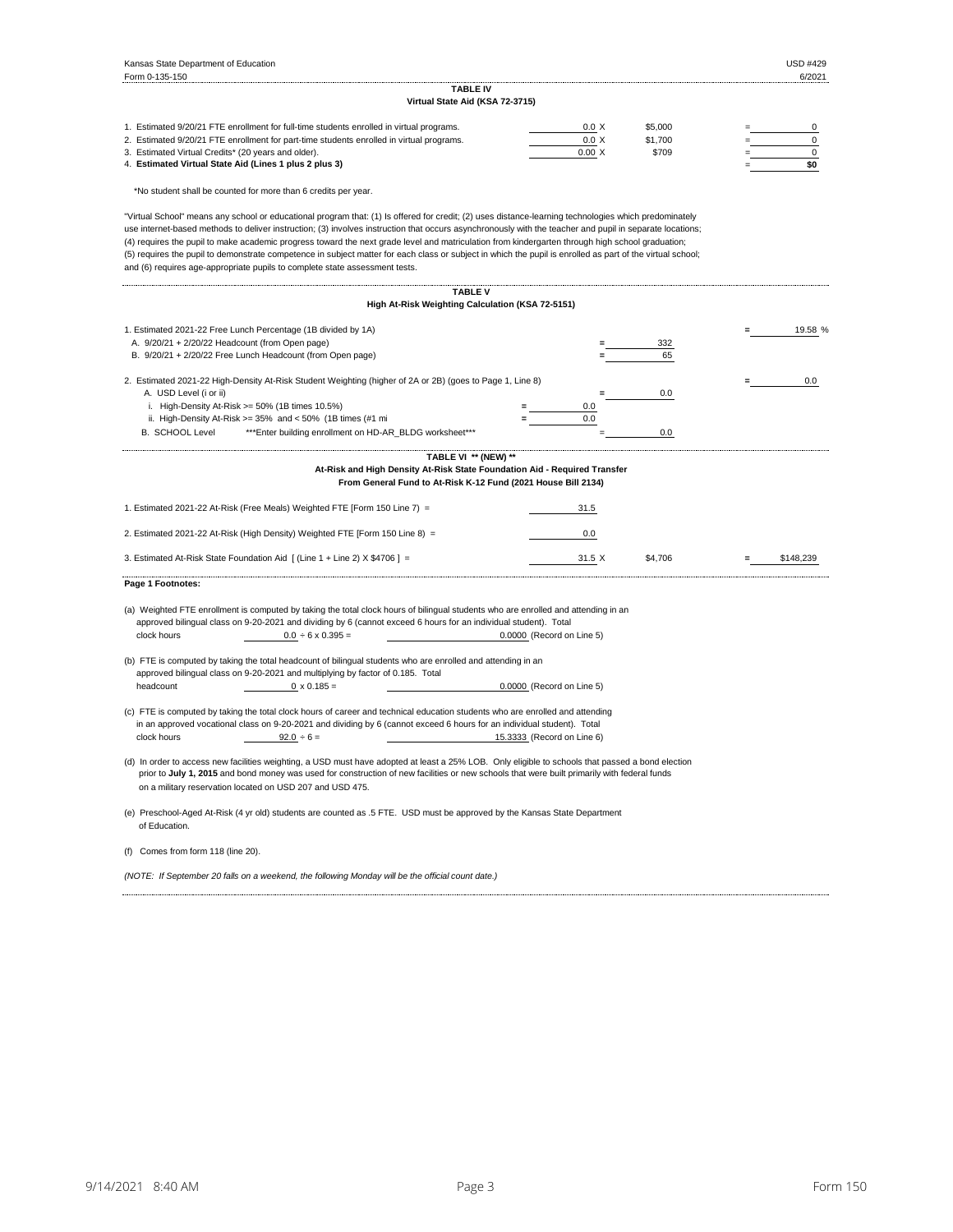Kansas State Department of Education
Form 0-135-150

USD #429
6/2021

## TABLE IV
### Virtual State Aid (KSA 72-3715)

| | | | | |
|---|---|---|---|---|
| 1. Estimated 9/20/21 FTE enrollment for full-time students enrolled in virtual programs. | 0.0 X | $5,000 | = | 0 |
| 2. Estimated 9/20/21 FTE enrollment for part-time students enrolled in virtual programs. | 0.0 X | $1,700 | = | 0 |
| 3. Estimated Virtual Credits* (20 years and older). | 0.00 X | $709 | = | 0 |
| 4. **Estimated Virtual State Aid (Lines 1 plus 2 plus 3)** | | | = | **$0** |

*No student shall be counted for more than 6 credits per year.

"Virtual School" means any school or educational program that: (1) Is offered for credit; (2) uses distance-learning technologies which predominately use internet-based methods to deliver instruction; (3) involves instruction that occurs asynchronously with the teacher and pupil in separate locations; (4) requires the pupil to make academic progress toward the next grade level and matriculation from kindergarten through high school graduation; (5) requires the pupil to demonstrate competence in subject matter for each class or subject in which the pupil is enrolled as part of the virtual school; and (6) requires age-appropriate pupils to complete state assessment tests.

## TABLE V
### High At-Risk Weighting Calculation (KSA 72-5151)

| | | | |
|---|---|---|---|
| 1. Estimated 2021-22 Free Lunch Percentage (1B divided by 1A) | | | = 19.58 % |
| A. 9/20/21 + 2/20/22 Headcount (from Open page) | | = 332 | |
| B. 9/20/21 + 2/20/22 Free Lunch Headcount (from Open page) | | = 65 | |
| 2. Estimated 2021-22 High-Density At-Risk Student Weighting (higher of 2A or 2B) (goes to Page 1, Line 8) | | | = 0.0 |
| A. USD Level (i or ii) | | = 0.0 | |
| i. High-Density At-Risk >= 50% (1B times 10.5%) | = 0.0 | | |
| ii. High-Density At-Risk >= 35% and < 50% (1B times (#1 mi | = 0.0 | | |
| B. SCHOOL Level ***Enter building enrollment on HD-AR_BLDG worksheet*** | | = 0.0 | |

## TABLE VI ** (NEW) **
### At-Risk and High Density At-Risk State Foundation Aid - Required Transfer From General Fund to At-Risk K-12 Fund (2021 House Bill 2134)

| | | | | |
|---|---|---|---|---|
| 1. Estimated 2021-22 At-Risk (Free Meals) Weighted FTE [Form 150 Line 7] = | 31.5 | | | |
| 2. Estimated 2021-22 At-Risk (High Density) Weighted FTE [Form 150 Line 8] = | 0.0 | | | |
| 3. Estimated At-Risk State Foundation Aid [ (Line 1 + Line 2) X $4706 ] = | 31.5 X | $4,706 | = | $148,239 |

**Page 1 Footnotes:**

(a) Weighted FTE enrollment is computed by taking the total clock hours of bilingual students who are enrolled and attending in an approved bilingual class on 9-20-2021 and dividing by 6 (cannot exceed 6 hours for an individual student). Total clock hours 0.0 ÷ 6 x 0.395 = 0.0000 (Record on Line 5)

(b) FTE is computed by taking the total headcount of bilingual students who are enrolled and attending in an approved bilingual class on 9-20-2021 and multiplying by factor of 0.185. Total headcount 0 x 0.185 = 0.0000 (Record on Line 5)

(c) FTE is computed by taking the total clock hours of career and technical education students who are enrolled and attending in an approved vocational class on 9-20-2021 and dividing by 6 (cannot exceed 6 hours for an individual student). Total clock hours 92.0 ÷ 6 = 15.3333 (Record on Line 6)

(d) In order to access new facilities weighting, a USD must have adopted at least a 25% LOB. Only eligible to schools that passed a bond election prior to **July 1, 2015** and bond money was used for construction of new facilities or new schools that were built primarily with federal funds on a military reservation located on USD 207 and USD 475.

(e) Preschool-Aged At-Risk (4 yr old) students are counted as .5 FTE. USD must be approved by the Kansas State Department of Education.

(f) Comes from form 118 (line 20).

*(NOTE: If September 20 falls on a weekend, the following Monday will be the official count date.)*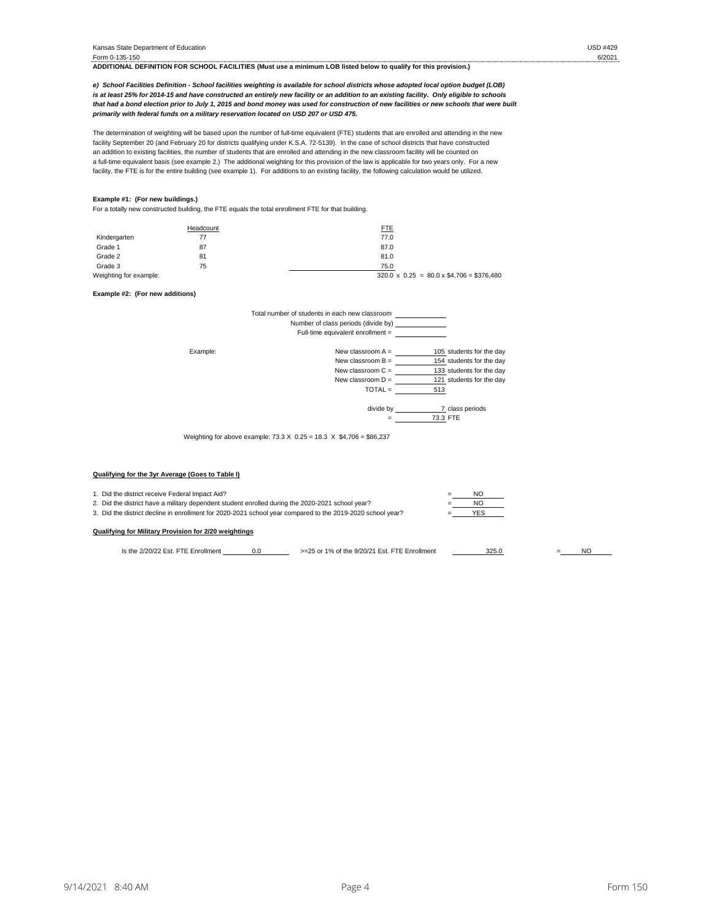**ADDITIONAL DEFINITION FOR SCHOOL FACILITIES (Must use a minimum LOB listed below to qualify for this provision.)**

***e) School Facilities Definition - School facilities weighting is available for school districts whose adopted local option budget (LOB) is at least 25% for 2014-15 and have constructed an entirely new facility or an addition to an existing facility. Only eligible to schools that had a bond election prior to July 1, 2015 and bond money was used for construction of new facilities or new schools that were built primarily with federal funds on a military reservation located on USD 207 or USD 475.***

The determination of weighting will be based upon the number of full-time equivalent (FTE) students that are enrolled and attending in the new facility September 20 (and February 20 for districts qualifying under K.S.A. 72-5139). In the case of school districts that have constructed an addition to existing facilities, the number of students that are enrolled and attending in the new classroom facility will be counted on a full-time equivalent basis (see example 2.) The additional weighting for this provision of the law is applicable for two years only. For a new facility, the FTE is for the entire building (see example 1). For additions to an existing facility, the following calculation would be utilized.

**Example #1: (For new buildings.)**

For a totally new constructed building, the FTE equals the total enrollment FTE for that building.

| | Headcount | FTE |
|---|---|---|
| Kindergarten | 77 | 77.0 |
| Grade 1 | 87 | 87.0 |
| Grade 2 | 81 | 81.0 |
| Grade 3 | 75 | 75.0 |
| Weighting for example: | | 320.0 x 0.25 = 80.0 x $4,706 = $376,480 |

**Example #2: (For new additions)**

Total number of students in each new classroom

Number of class periods (divide by)

Full-time equivalent enrollment =

| | | |
|---|---|---|
| Example: | New classroom A = | 105 students for the day |
| | New classroom B = | 154 students for the day |
| | New classroom C = | 133 students for the day |
| | New classroom D = | 121 students for the day |
| | TOTAL = | 513 |
| | divide by | 7 class periods |
| | = | 73.3 FTE |

Weighting for above example: 73.3 X 0.25 = 18.3 X $4,706 = $86,237

**Qualifying for the 3yr Average (Goes to Table I)**

| | | |
|---|---|---|
| 1. Did the district receive Federal Impact Aid? | = | NO |
| 2. Did the district have a military dependent student enrolled during the 2020-2021 school year? | = | NO |
| 3. Did the district decline in enrollment for 2020-2021 school year compared to the 2019-2020 school year? | = | YES |

**Qualifying for Military Provision for 2/20 weightings**

Is the 2/20/22 Est. FTE Enrollment 0.0 >=25 or 1% of the 9/20/21 Est. FTE Enrollment 325.0 = NO